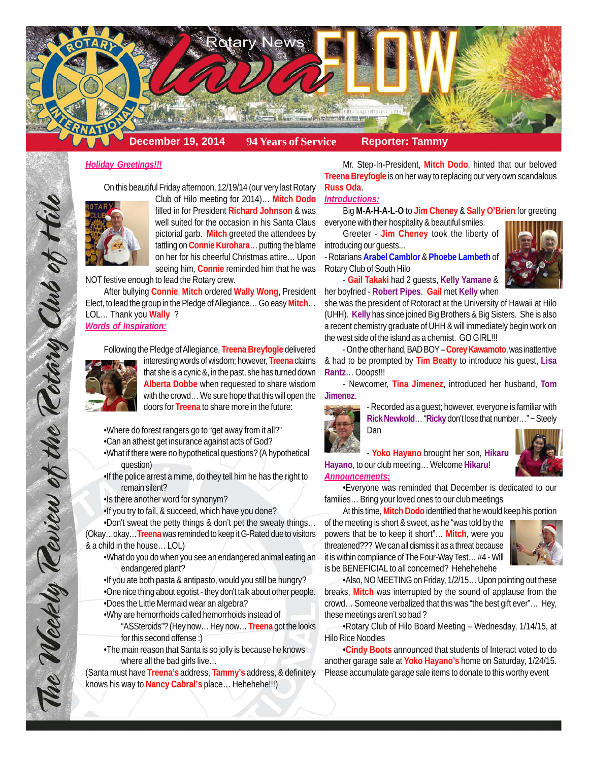# Rotary News Lava FLOW

**December 19, 2014** | **94 Years of Service** | **Reporter: Tammy**

*The Weekly Review of the Rotary Club of Hilo*

***Holiday Greetings!!!***

On this beautiful Friday afternoon, 12/19/14 (our very last Rotary Club of Hilo meeting for 2014)… **Mitch Dodo** filled in for President **Richard Johnson** & was well suited for the occasion in his Santa Claus pictorial garb. **Mitch** greeted the attendees by tattling on **Connie Kurohara**… putting the blame on her for his cheerful Christmas attire… Upon seeing him, **Connie** reminded him that he was NOT festive enough to lead the Rotary crew.

After bullying **Connie**, **Mitch** ordered **Wally Wong**, President Elect, to lead the group in the Pledge of Allegiance… Go easy **Mitch**… LOL… Thank you **Wally** ?

***Words of Inspiration:***

Following the Pledge of Allegiance, **Treena Breyfogle** delivered interesting words of wisdom; however, **Treena** claims that she is a cynic &, in the past, she has turned down **Alberta Dobbe** when requested to share wisdom with the crowd… We sure hope that this will open the doors for **Treena** to share more in the future:

- Where do forest rangers go to "get away from it all?"
- Can an atheist get insurance against acts of God?
- What if there were no hypothetical questions? (A hypothetical question)
- If the police arrest a mime, do they tell him he has the right to remain silent?
- Is there another word for synonym?
- If you try to fail, & succeed, which have you done?
- Don't sweat the petty things & don't pet the sweaty things… (Okay…okay…**Treena** was reminded to keep it G-Rated due to visitors & a child in the house… LOL)
- What do you do when you see an endangered animal eating an endangered plant?
- If you ate both pasta & antipasto, would you still be hungry?
- One nice thing about egotist - they don't talk about other people.
- Does the Little Mermaid wear an algebra?
- Why are hemorrhoids called hemorrhoids instead of "ASSteroids"? (Hey now… Hey now… **Treena** got the looks for this second offense :)
- The main reason that Santa is so jolly is because he knows where all the bad girls live…

(Santa must have **Treena's** address, **Tammy's** address, & definitely knows his way to **Nancy Cabral's** place… Hehehehe!!!)

Mr. Step-In-President, **Mitch Dodo**, hinted that our beloved **Treena Breyfogle** is on her way to replacing our very own scandalous **Russ Oda**.

***Introductions:***

Big **M-A-H-A-L-O** to **Jim Cheney** & **Sally O'Brien** for greeting everyone with their hospitality & beautiful smiles.

Greeter - **Jim Cheney** took the liberty of introducing our guests...

- Rotarians **Arabel Camblor** & **Phoebe Lambeth** of Rotary Club of South Hilo

- **Gail Takaki** had 2 guests, **Kelly Yamane** & her boyfried - **Robert Pipes**. **Gail** met **Kelly** when she was the president of Rotaract at the University of Hawaii at Hilo (UHH). **Kelly** has since joined Big Brothers & Big Sisters. She is also a recent chemistry graduate of UHH & will immediately begin work on the west side of the island as a chemist. GO GIRL!!!

- On the other hand, BAD BOY – **Corey Kawamoto**, was inattentive & had to be prompted by **Tim Beatty** to introduce his guest, **Lisa Rantz**… Ooops!!!

- Newcomer, **Tina Jimenez**, introduced her husband, **Tom Jimenez**.

- Recorded as a guest; however, everyone is familiar with **Rick Newkold**… "**Ricky** don't lose that number…" ~ Steely Dan

- **Yoko Hayano** brought her son, **Hikaru Hayano**, to our club meeting… Welcome **Hikaru**!

***Announcements:***

- Everyone was reminded that December is dedicated to our families… Bring your loved ones to our club meetings

At this time, **Mitch Dodo** identified that he would keep his portion of the meeting is short & sweet, as he "was told by the powers that be to keep it short"… **Mitch**, were you threatened??? We can all dismiss it as a threat because it is within compliance of The Four-Way Test… #4 - Will is be BENEFICIAL to all concerned? Hehehehehe

- Also, NO MEETING on Friday, 1/2/15… Upon pointing out these breaks, **Mitch** was interrupted by the sound of applause from the crowd… Someone verbalized that this was "the best gift ever"… Hey, these meetings aren't so bad ?
- Rotary Club of Hilo Board Meeting – Wednesday, 1/14/15, at Hilo Rice Noodles
- **Cindy Boots** announced that students of Interact voted to do another garage sale at **Yoko Hayano's** home on Saturday, 1/24/15. Please accumulate garage sale items to donate to this worthy event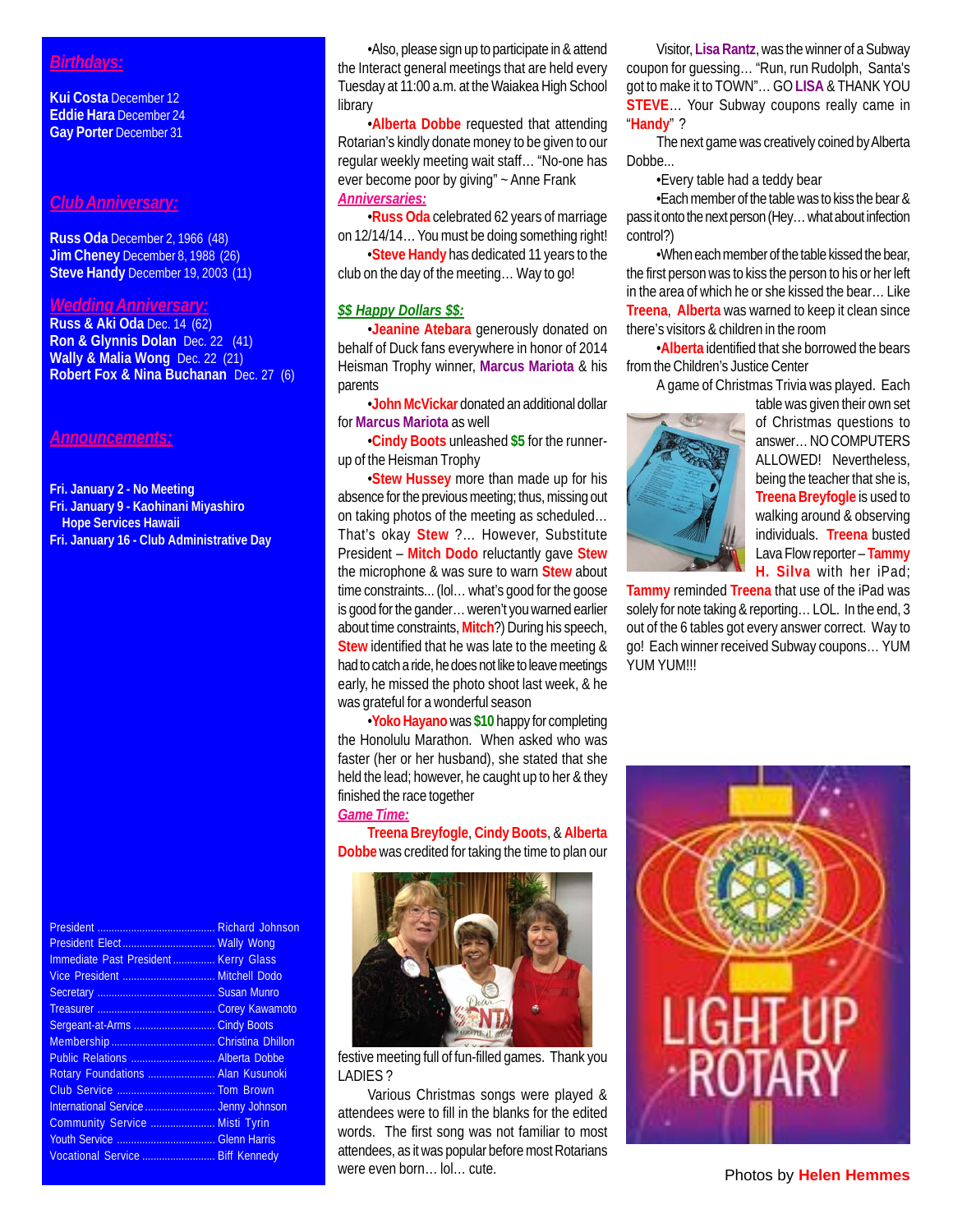## *Birthdays:*

**Kui Costa** December 12
**Eddie Hara** December 24
**Gay Porter** December 31

## *Club Anniversary:*

**Russ Oda** December 2, 1966 (48)
**Jim Cheney** December 8, 1988 (26)
**Steve Handy** December 19, 2003 (11)

## *Wedding Anniversary:*

**Russ & Aki Oda** Dec. 14 (62)
**Ron & Glynnis Dolan** Dec. 22 (41)
**Wally & Malia Wong** Dec. 22 (21)
**Robert Fox & Nina Buchanan** Dec. 27 (6)

## *Announcements:*

**Fri. January 2 - No Meeting**
**Fri. January 9 - Kaohinani Miyashiro Hope Services Hawaii**
**Fri. January 16 - Club Administrative Day**

| | |
|---|---|
| President | Richard Johnson |
| President Elect | Wally Wong |
| Immediate Past President | Kerry Glass |
| Vice President | Mitchell Dodo |
| Secretary | Susan Munro |
| Treasurer | Corey Kawamoto |
| Sergeant-at-Arms | Cindy Boots |
| Membership | Christina Dhillon |
| Public Relations | Alberta Dobbe |
| Rotary Foundations | Alan Kusunoki |
| Club Service | Tom Brown |
| International Service | Jenny Johnson |
| Community Service | Misti Tyrin |
| Youth Service | Glenn Harris |
| Vocational Service | Biff Kennedy |

•Also, please sign up to participate in & attend the Interact general meetings that are held every Tuesday at 11:00 a.m. at the Waiakea High School library

•**Alberta Dobbe** requested that attending Rotarian's kindly donate money to be given to our regular weekly meeting wait staff… "No-one has ever become poor by giving" ~ Anne Frank

### *Anniversaries:*

•**Russ Oda** celebrated 62 years of marriage on 12/14/14… You must be doing something right!

•**Steve Handy** has dedicated 11 years to the club on the day of the meeting… Way to go!

### *$$ Happy Dollars $$:*

•**Jeanine Atebara** generously donated on behalf of Duck fans everywhere in honor of 2014 Heisman Trophy winner, **Marcus Mariota** & his parents

•**John McVickar** donated an additional dollar for **Marcus Mariota** as well

•**Cindy Boots** unleashed **$5** for the runner-up of the Heisman Trophy

•**Stew Hussey** more than made up for his absence for the previous meeting; thus, missing out on taking photos of the meeting as scheduled… That's okay **Stew** ?... However, Substitute President – **Mitch Dodo** reluctantly gave **Stew** the microphone & was sure to warn **Stew** about time constraints... (lol… what's good for the goose is good for the gander… weren't you warned earlier about time constraints, **Mitch**?) During his speech, **Stew** identified that he was late to the meeting & had to catch a ride, he does not like to leave meetings early, he missed the photo shoot last week, & he was grateful for a wonderful season

•**Yoko Hayano** was **$10** happy for completing the Honolulu Marathon. When asked who was faster (her or her husband), she stated that she held the lead; however, he caught up to her & they finished the race together

### *Game Time:*

**Treena Breyfogle**, **Cindy Boots**, & **Alberta Dobbe** was credited for taking the time to plan our festive meeting full of fun-filled games. Thank you LADIES ?

Various Christmas songs were played & attendees were to fill in the blanks for the edited words. The first song was not familiar to most attendees, as it was popular before most Rotarians were even born… lol… cute.

Visitor, **Lisa Rantz**, was the winner of a Subway coupon for guessing… "Run, run Rudolph, Santa's got to make it to TOWN"… GO **LISA** & THANK YOU **STEVE**… Your Subway coupons really came in "**Handy**" ?

The next game was creatively coined by Alberta Dobbe...

•Every table had a teddy bear

•Each member of the table was to kiss the bear & pass it onto the next person (Hey… what about infection control?)

•When each member of the table kissed the bear, the first person was to kiss the person to his or her left in the area of which he or she kissed the bear… Like **Treena**, **Alberta** was warned to keep it clean since there's visitors & children in the room

•**Alberta** identified that she borrowed the bears from the Children's Justice Center

A game of Christmas Trivia was played. Each table was given their own set of Christmas questions to answer… NO COMPUTERS ALLOWED! Nevertheless, being the teacher that she is, **Treena Breyfogle** is used to walking around & observing individuals. **Treena** busted Lava Flow reporter – **Tammy H. Silva** with her iPad; **Tammy** reminded **Treena** that use of the iPad was solely for note taking & reporting… LOL. In the end, 3 out of the 6 tables got every answer correct. Way to go! Each winner received Subway coupons… YUM YUM YUM!!!

Photos by **Helen Hemmes**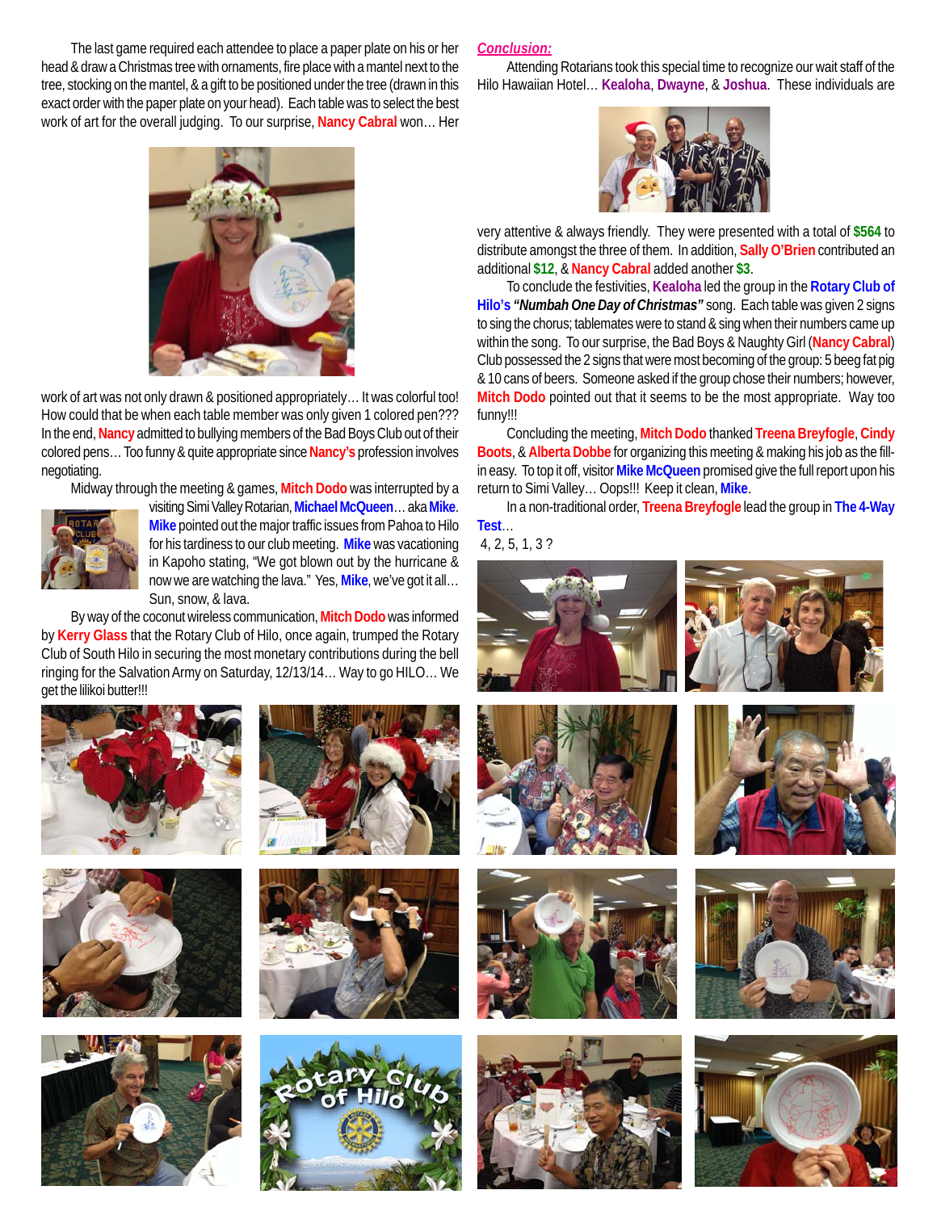The last game required each attendee to place a paper plate on his or her head & draw a Christmas tree with ornaments, fire place with a mantel next to the tree, stocking on the mantel, & a gift to be positioned under the tree (drawn in this exact order with the paper plate on your head). Each table was to select the best work of art for the overall judging. To our surprise, **Nancy Cabral** won… Her work of art was not only drawn & positioned appropriately… It was colorful too! How could that be when each table member was only given 1 colored pen??? In the end, **Nancy** admitted to bullying members of the Bad Boys Club out of their colored pens… Too funny & quite appropriate since **Nancy's** profession involves negotiating.

Midway through the meeting & games, **Mitch Dodo** was interrupted by a visiting Simi Valley Rotarian, **Michael McQueen**… aka **Mike**. **Mike** pointed out the major traffic issues from Pahoa to Hilo for his tardiness to our club meeting. **Mike** was vacationing in Kapoho stating, "We got blown out by the hurricane & now we are watching the lava." Yes, **Mike**, we've got it all… Sun, snow, & lava.

By way of the coconut wireless communication, **Mitch Dodo** was informed by **Kerry Glass** that the Rotary Club of Hilo, once again, trumped the Rotary Club of South Hilo in securing the most monetary contributions during the bell ringing for the Salvation Army on Saturday, 12/13/14… Way to go HILO… We get the lilikoi butter!!!

## *Conclusion:*

Attending Rotarians took this special time to recognize our wait staff of the Hilo Hawaiian Hotel… **Kealoha**, **Dwayne**, & **Joshua**. These individuals are very attentive & always friendly. They were presented with a total of **$564** to distribute amongst the three of them. In addition, **Sally O'Brien** contributed an additional **$12**, & **Nancy Cabral** added another **$3**.

To conclude the festivities, **Kealoha** led the group in the **Rotary Club of Hilo's** ***"Numbah One Day of Christmas"*** song. Each table was given 2 signs to sing the chorus; tablemates were to stand & sing when their numbers came up within the song. To our surprise, the Bad Boys & Naughty Girl (**Nancy Cabral**) Club possessed the 2 signs that were most becoming of the group: 5 beeg fat pig & 10 cans of beers. Someone asked if the group chose their numbers; however, **Mitch Dodo** pointed out that it seems to be the most appropriate. Way too funny!!!

Concluding the meeting, **Mitch Dodo** thanked **Treena Breyfogle**, **Cindy Boots**, & **Alberta Dobbe** for organizing this meeting & making his job as the fill-in easy. To top it off, visitor **Mike McQueen** promised give the full report upon his return to Simi Valley… Oops!!! Keep it clean, **Mike**.

In a non-traditional order, **Treena Breyfogle** lead the group in **The 4-Way Test**…

4, 2, 5, 1, 3 ?